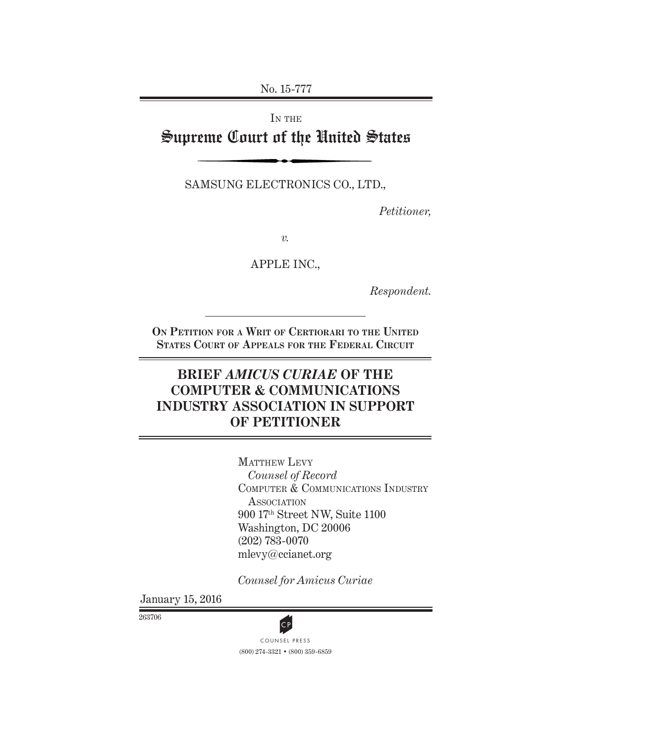No. 15-777

IN THE

# Supreme Court of the United States

SAMSUNG ELECTRONICS CO., LTD.,

*Petitioner,*

*v.*

APPLE INC.,

*Respondent.*

**ON PETITION FOR A WRIT OF CERTIORARI TO THE UNITED STATES COURT OF APPEALS FOR THE FEDERAL CIRCUIT**

## BRIEF *AMICUS CURIAE* OF THE COMPUTER & COMMUNICATIONS INDUSTRY ASSOCIATION IN SUPPORT OF PETITIONER

MATTHEW LEVY
*Counsel of Record*
COMPUTER & COMMUNICATIONS INDUSTRY ASSOCIATION
900 17th Street NW, Suite 1100
Washington, DC 20006
(202) 783-0070
mlevy@ccianet.org

*Counsel for Amicus Curiae*

January 15, 2016

263706

COUNSEL PRESS
(800) 274-3321 • (800) 359-6859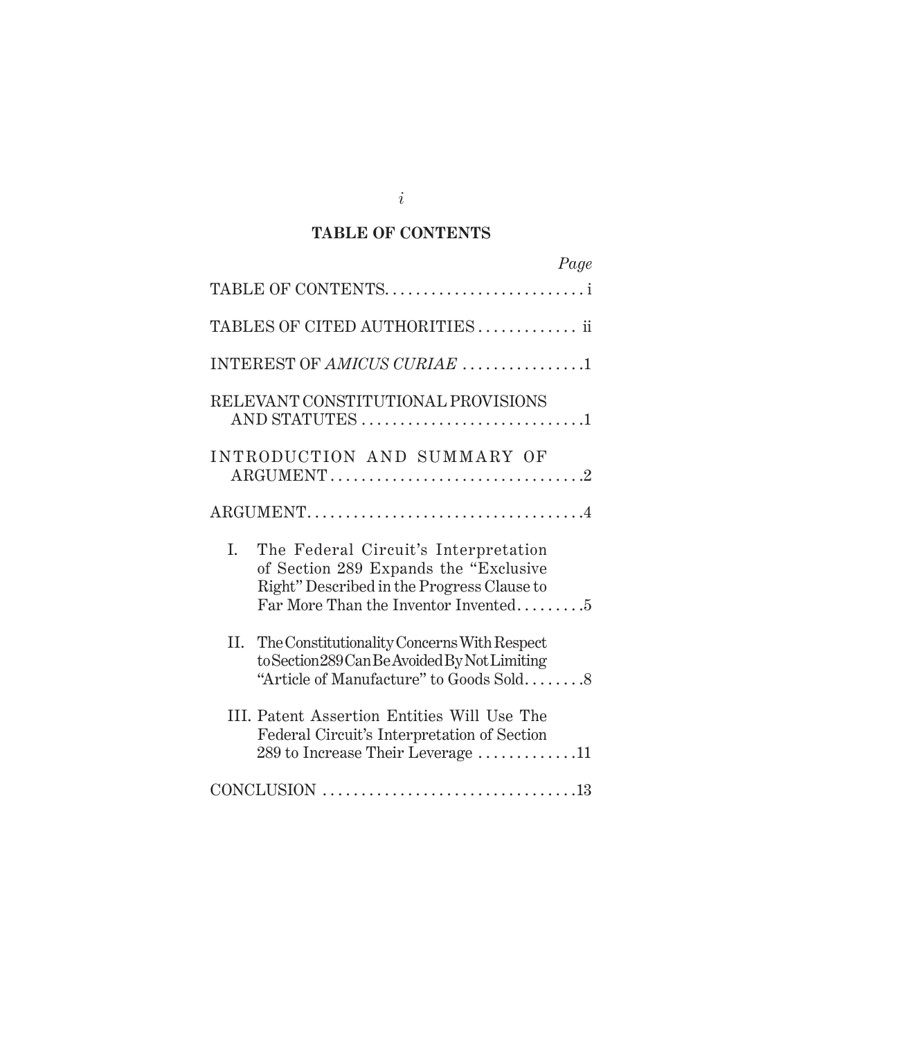## TABLE OF CONTENTS

| | Page |
|---|---|
| TABLE OF CONTENTS | i |
| TABLES OF CITED AUTHORITIES | ii |
| INTEREST OF *AMICUS CURIAE* | 1 |
| RELEVANT CONSTITUTIONAL PROVISIONS AND STATUTES | 1 |
| INTRODUCTION AND SUMMARY OF ARGUMENT | 2 |
| ARGUMENT | 4 |
| I. The Federal Circuit's Interpretation of Section 289 Expands the "Exclusive Right" Described in the Progress Clause to Far More Than the Inventor Invented | 5 |
| II. The Constitutionality Concerns With Respect to Section 289 Can Be Avoided By Not Limiting "Article of Manufacture" to Goods Sold | 8 |
| III. Patent Assertion Entities Will Use The Federal Circuit's Interpretation of Section 289 to Increase Their Leverage | 11 |
| CONCLUSION | 13 |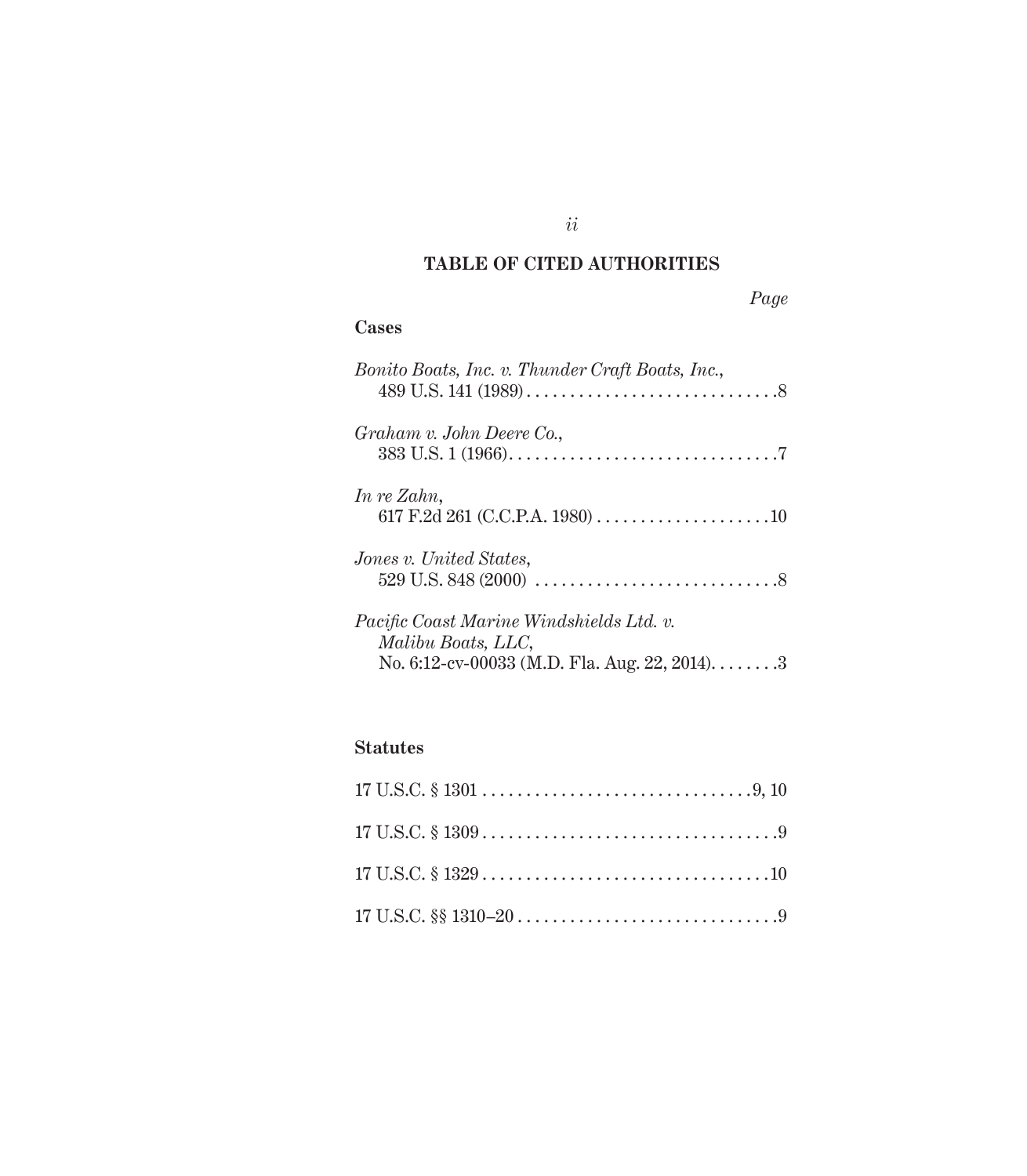## TABLE OF CITED AUTHORITIES

*Page*

### Cases

*Bonito Boats, Inc. v. Thunder Craft Boats, Inc.*,
489 U.S. 141 (1989) . . . . . . . . . . . . . . . . . . . . . . . . . . . . . 8

*Graham v. John Deere Co.*,
383 U.S. 1 (1966) . . . . . . . . . . . . . . . . . . . . . . . . . . . . . . . 7

*In re Zahn*,
617 F.2d 261 (C.C.P.A. 1980) . . . . . . . . . . . . . . . . . . . . 10

*Jones v. United States*,
529 U.S. 848 (2000) . . . . . . . . . . . . . . . . . . . . . . . . . . . . 8

*Pacific Coast Marine Windshields Ltd. v. Malibu Boats, LLC*,
No. 6:12-cv-00033 (M.D. Fla. Aug. 22, 2014) . . . . . . . . 3

### Statutes

17 U.S.C. § 1301 . . . . . . . . . . . . . . . . . . . . . . . . . . . . . . . 9, 10

17 U.S.C. § 1309 . . . . . . . . . . . . . . . . . . . . . . . . . . . . . . . . . 9

17 U.S.C. § 1329 . . . . . . . . . . . . . . . . . . . . . . . . . . . . . . . . 10

17 U.S.C. §§ 1310–20 . . . . . . . . . . . . . . . . . . . . . . . . . . . . . 9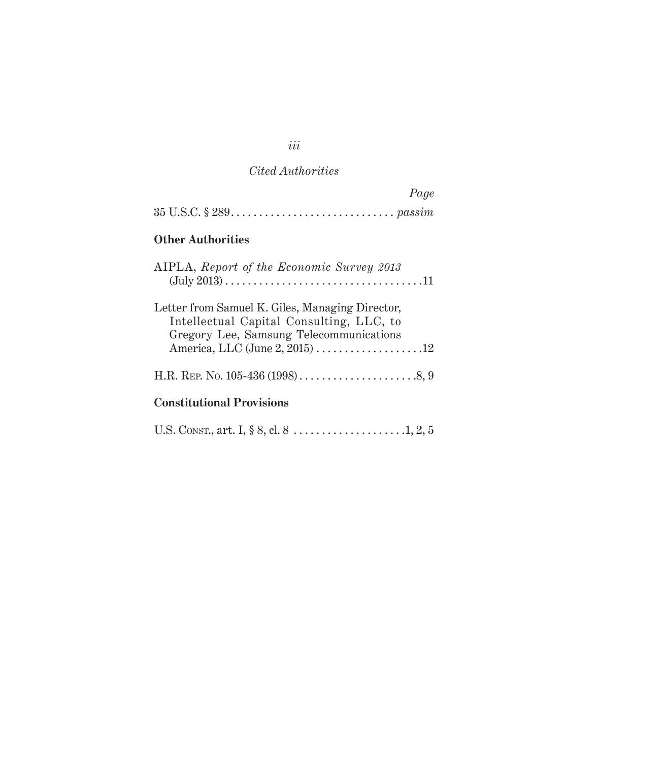*Cited Authorities*

*Page*

35 U.S.C. § 289 . . . . . . . . . . . . . . . . . . . . . . . . . . . . . *passim*

**Other Authorities**

AIPLA, *Report of the Economic Survey 2013* (July 2013) . . . . . . . . . . . . . . . . . . . . . . . . . . . . . . . . . . .11

Letter from Samuel K. Giles, Managing Director, Intellectual Capital Consulting, LLC, to Gregory Lee, Samsung Telecommunications America, LLC (June 2, 2015) . . . . . . . . . . . . . . . . . . .12

H.R. Rep. No. 105-436 (1998) . . . . . . . . . . . . . . . . . . . . .8, 9

**Constitutional Provisions**

U.S. Const., art. I, § 8, cl. 8 . . . . . . . . . . . . . . . . . . . .1, 2, 5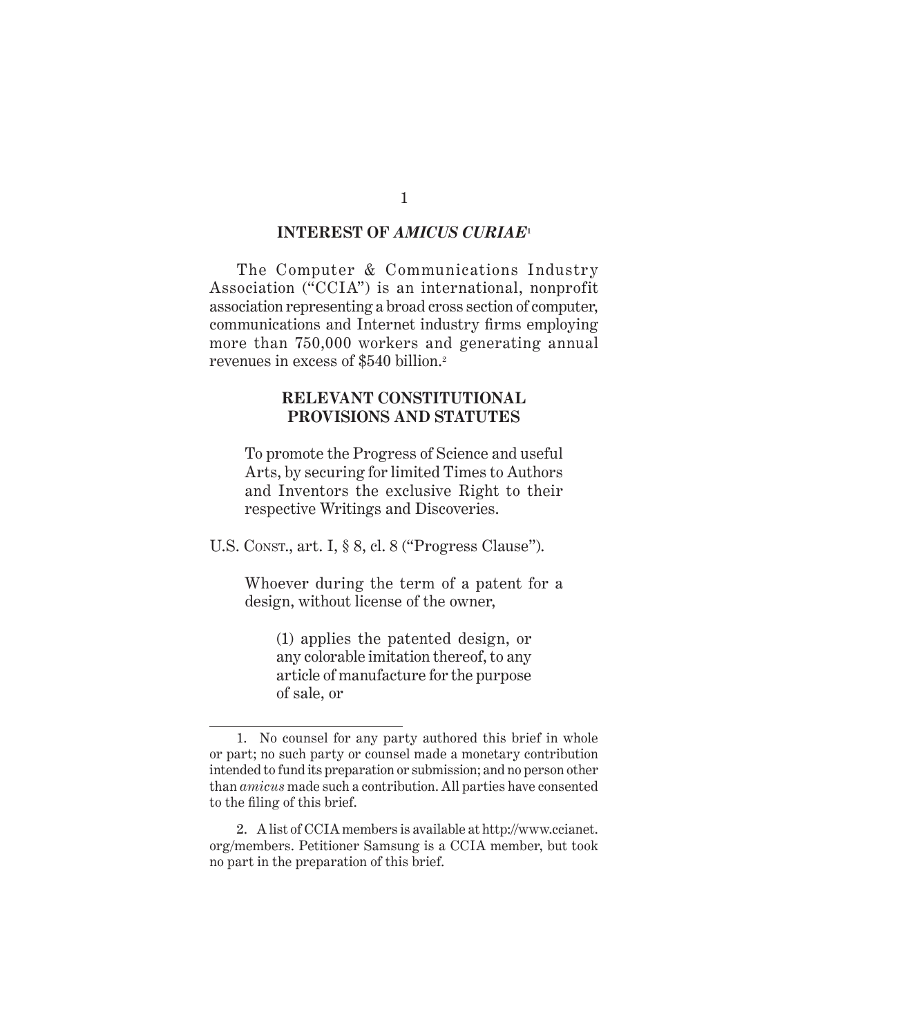## INTEREST OF *AMICUS CURIAE*[1]

The Computer & Communications Industry Association ("CCIA") is an international, nonprofit association representing a broad cross section of computer, communications and Internet industry firms employing more than 750,000 workers and generating annual revenues in excess of $540 billion.[2]

## RELEVANT CONSTITUTIONAL PROVISIONS AND STATUTES

> To promote the Progress of Science and useful Arts, by securing for limited Times to Authors and Inventors the exclusive Right to their respective Writings and Discoveries.

U.S. Const., art. I, § 8, cl. 8 ("Progress Clause").

> Whoever during the term of a patent for a design, without license of the owner,
>
> > (1) applies the patented design, or any colorable imitation thereof, to any article of manufacture for the purpose of sale, or

---

1. No counsel for any party authored this brief in whole or part; no such party or counsel made a monetary contribution intended to fund its preparation or submission; and no person other than *amicus* made such a contribution. All parties have consented to the filing of this brief.

2. A list of CCIA members is available at http://www.ccianet.org/members. Petitioner Samsung is a CCIA member, but took no part in the preparation of this brief.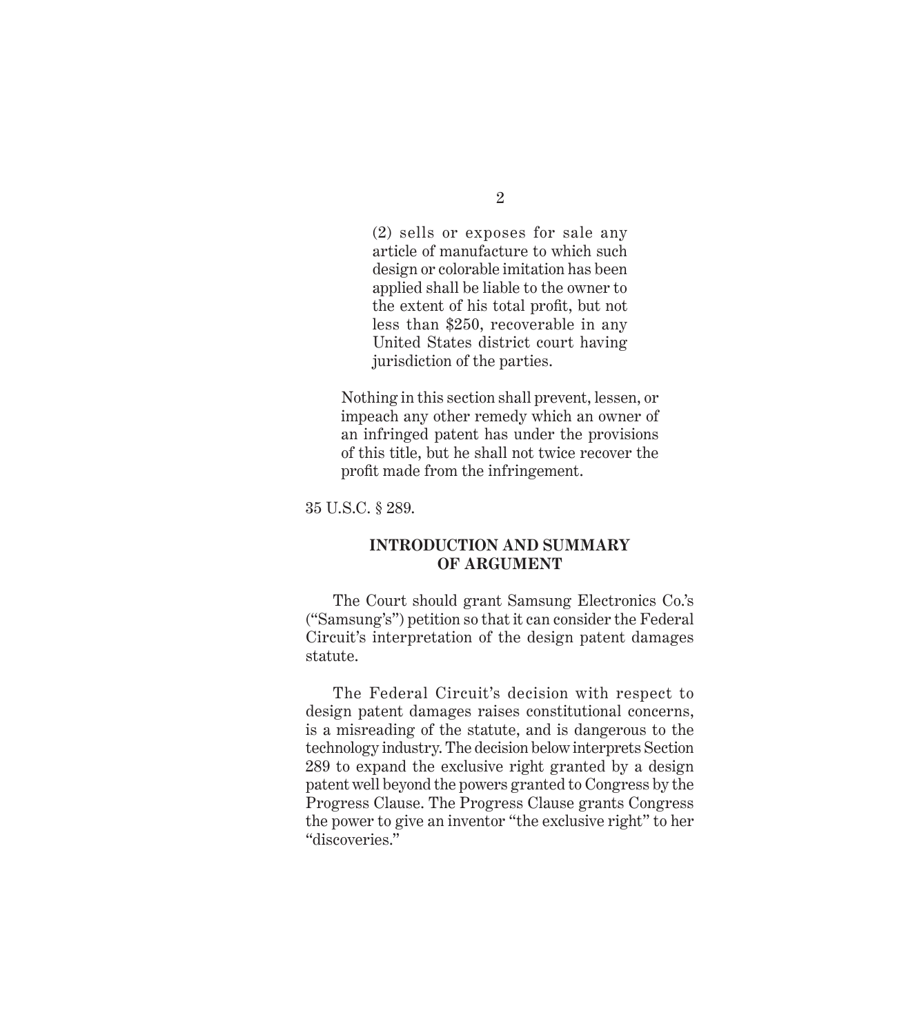> (2) sells or exposes for sale any article of manufacture to which such design or colorable imitation has been applied shall be liable to the owner to the extent of his total profit, but not less than $250, recoverable in any United States district court having jurisdiction of the parties.
>
> Nothing in this section shall prevent, lessen, or impeach any other remedy which an owner of an infringed patent has under the provisions of this title, but he shall not twice recover the profit made from the infringement.

35 U.S.C. § 289.

## INTRODUCTION AND SUMMARY OF ARGUMENT

The Court should grant Samsung Electronics Co.'s ("Samsung's") petition so that it can consider the Federal Circuit's interpretation of the design patent damages statute.

The Federal Circuit's decision with respect to design patent damages raises constitutional concerns, is a misreading of the statute, and is dangerous to the technology industry. The decision below interprets Section 289 to expand the exclusive right granted by a design patent well beyond the powers granted to Congress by the Progress Clause. The Progress Clause grants Congress the power to give an inventor "the exclusive right" to her "discoveries."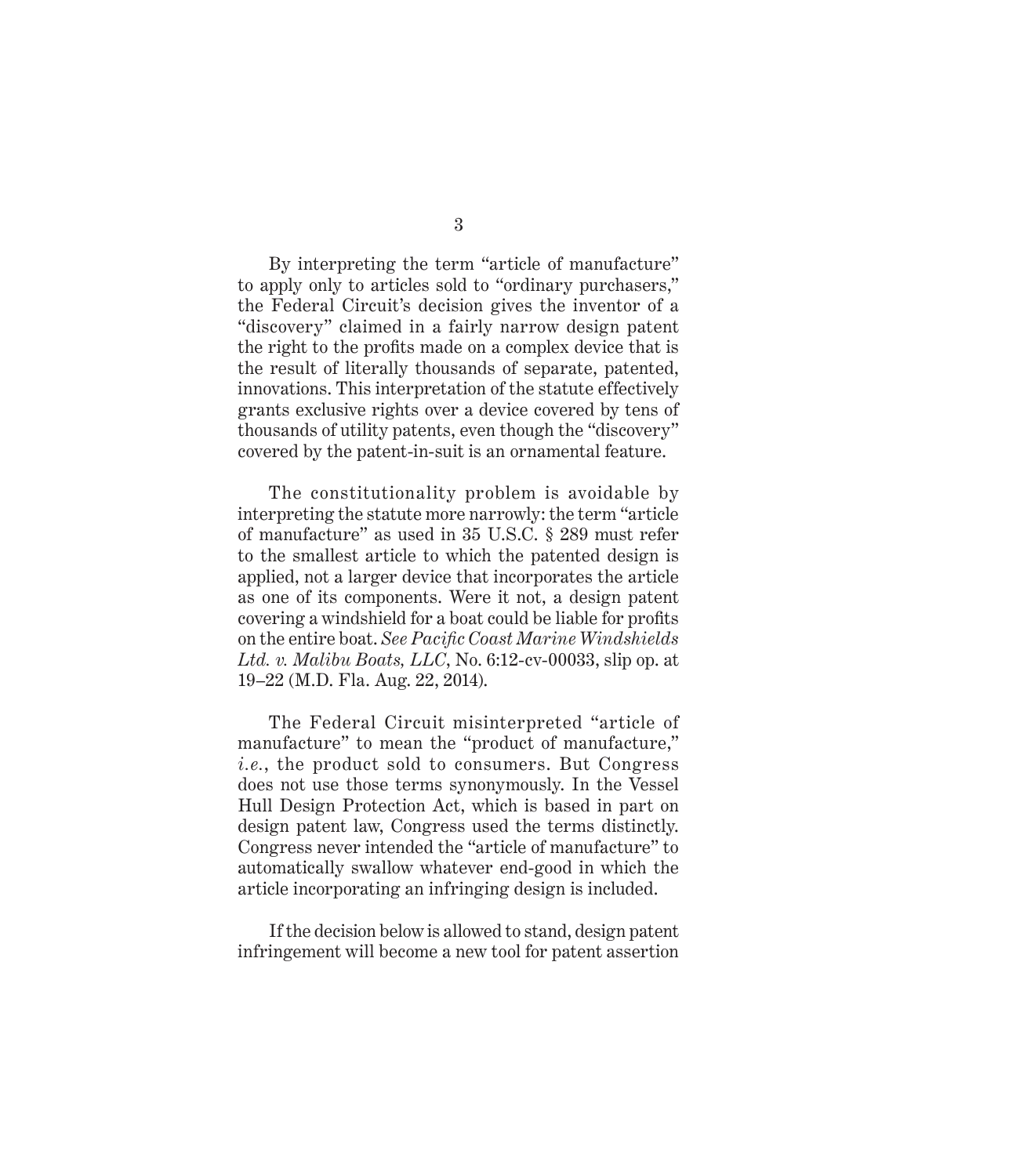By interpreting the term "article of manufacture" to apply only to articles sold to "ordinary purchasers," the Federal Circuit's decision gives the inventor of a "discovery" claimed in a fairly narrow design patent the right to the profits made on a complex device that is the result of literally thousands of separate, patented, innovations. This interpretation of the statute effectively grants exclusive rights over a device covered by tens of thousands of utility patents, even though the "discovery" covered by the patent-in-suit is an ornamental feature.

The constitutionality problem is avoidable by interpreting the statute more narrowly: the term "article of manufacture" as used in 35 U.S.C. § 289 must refer to the smallest article to which the patented design is applied, not a larger device that incorporates the article as one of its components. Were it not, a design patent covering a windshield for a boat could be liable for profits on the entire boat. *See Pacific Coast Marine Windshields Ltd. v. Malibu Boats, LLC*, No. 6:12-cv-00033, slip op. at 19–22 (M.D. Fla. Aug. 22, 2014).

The Federal Circuit misinterpreted "article of manufacture" to mean the "product of manufacture," *i.e.*, the product sold to consumers. But Congress does not use those terms synonymously. In the Vessel Hull Design Protection Act, which is based in part on design patent law, Congress used the terms distinctly. Congress never intended the "article of manufacture" to automatically swallow whatever end-good in which the article incorporating an infringing design is included.

If the decision below is allowed to stand, design patent infringement will become a new tool for patent assertion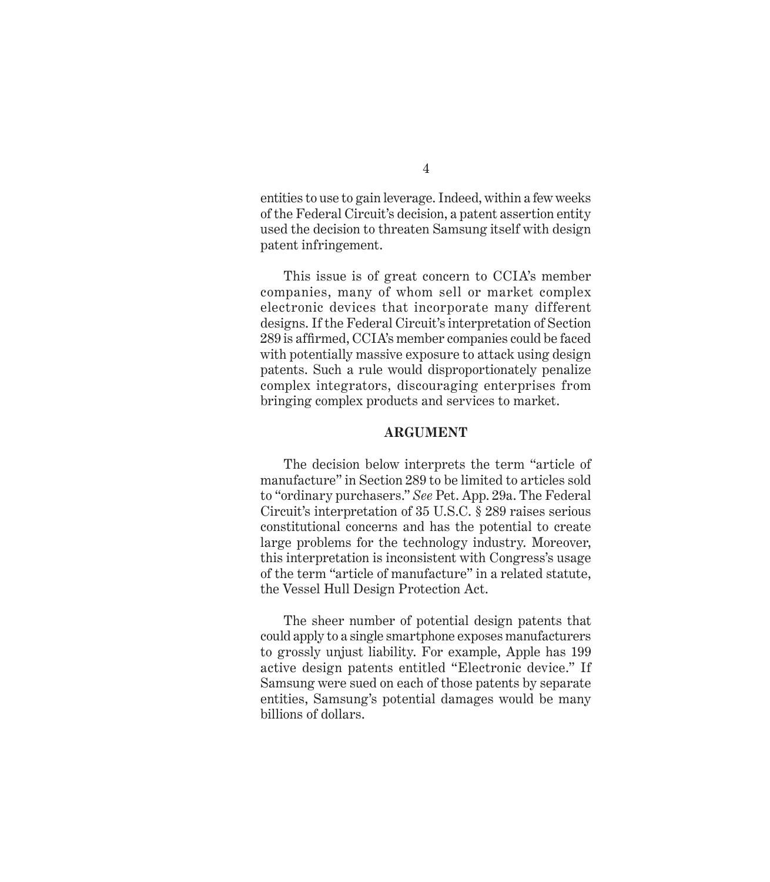entities to use to gain leverage. Indeed, within a few weeks of the Federal Circuit's decision, a patent assertion entity used the decision to threaten Samsung itself with design patent infringement.

This issue is of great concern to CCIA's member companies, many of whom sell or market complex electronic devices that incorporate many different designs. If the Federal Circuit's interpretation of Section 289 is affirmed, CCIA's member companies could be faced with potentially massive exposure to attack using design patents. Such a rule would disproportionately penalize complex integrators, discouraging enterprises from bringing complex products and services to market.

## ARGUMENT

The decision below interprets the term "article of manufacture" in Section 289 to be limited to articles sold to "ordinary purchasers." *See* Pet. App. 29a. The Federal Circuit's interpretation of 35 U.S.C. § 289 raises serious constitutional concerns and has the potential to create large problems for the technology industry. Moreover, this interpretation is inconsistent with Congress's usage of the term "article of manufacture" in a related statute, the Vessel Hull Design Protection Act.

The sheer number of potential design patents that could apply to a single smartphone exposes manufacturers to grossly unjust liability. For example, Apple has 199 active design patents entitled "Electronic device." If Samsung were sued on each of those patents by separate entities, Samsung's potential damages would be many billions of dollars.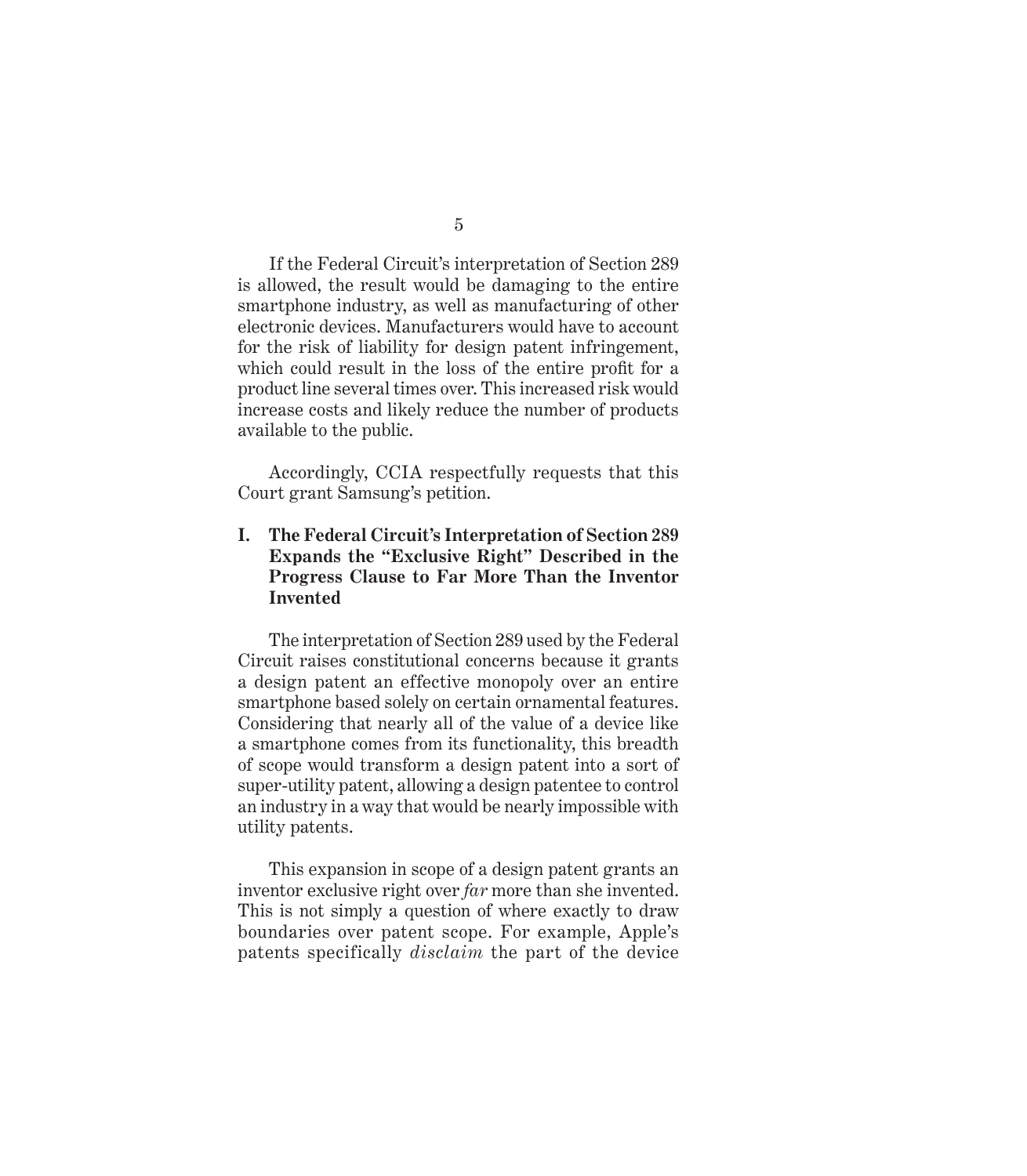If the Federal Circuit's interpretation of Section 289 is allowed, the result would be damaging to the entire smartphone industry, as well as manufacturing of other electronic devices. Manufacturers would have to account for the risk of liability for design patent infringement, which could result in the loss of the entire profit for a product line several times over. This increased risk would increase costs and likely reduce the number of products available to the public.

Accordingly, CCIA respectfully requests that this Court grant Samsung's petition.

## I. The Federal Circuit's Interpretation of Section 289 Expands the "Exclusive Right" Described in the Progress Clause to Far More Than the Inventor Invented

The interpretation of Section 289 used by the Federal Circuit raises constitutional concerns because it grants a design patent an effective monopoly over an entire smartphone based solely on certain ornamental features. Considering that nearly all of the value of a device like a smartphone comes from its functionality, this breadth of scope would transform a design patent into a sort of super-utility patent, allowing a design patentee to control an industry in a way that would be nearly impossible with utility patents.

This expansion in scope of a design patent grants an inventor exclusive right over *far* more than she invented. This is not simply a question of where exactly to draw boundaries over patent scope. For example, Apple's patents specifically *disclaim* the part of the device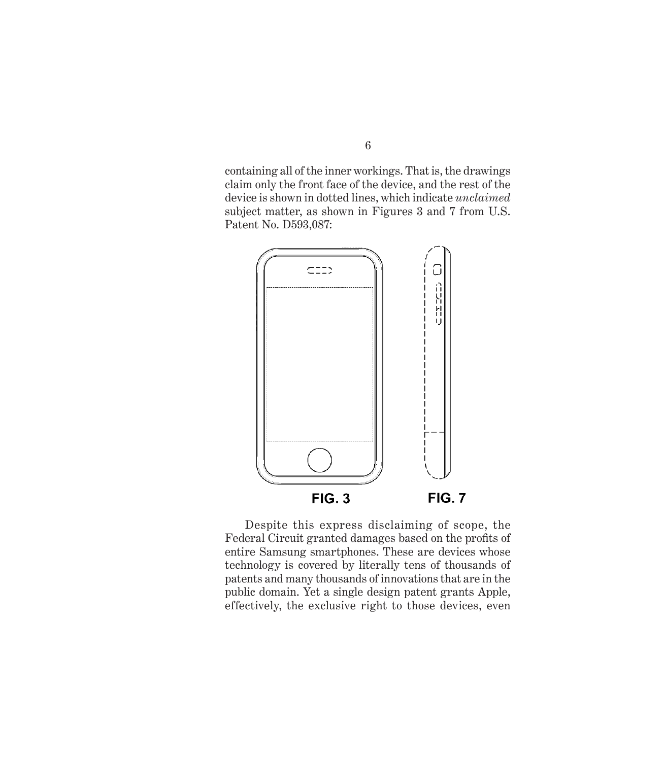containing all of the inner workings. That is, the drawings claim only the front face of the device, and the rest of the device is shown in dotted lines, which indicate *unclaimed* subject matter, as shown in Figures 3 and 7 from U.S. Patent No. D593,087:

**FIG. 3** **FIG. 7**

Despite this express disclaiming of scope, the Federal Circuit granted damages based on the profits of entire Samsung smartphones. These are devices whose technology is covered by literally tens of thousands of patents and many thousands of innovations that are in the public domain. Yet a single design patent grants Apple, effectively, the exclusive right to those devices, even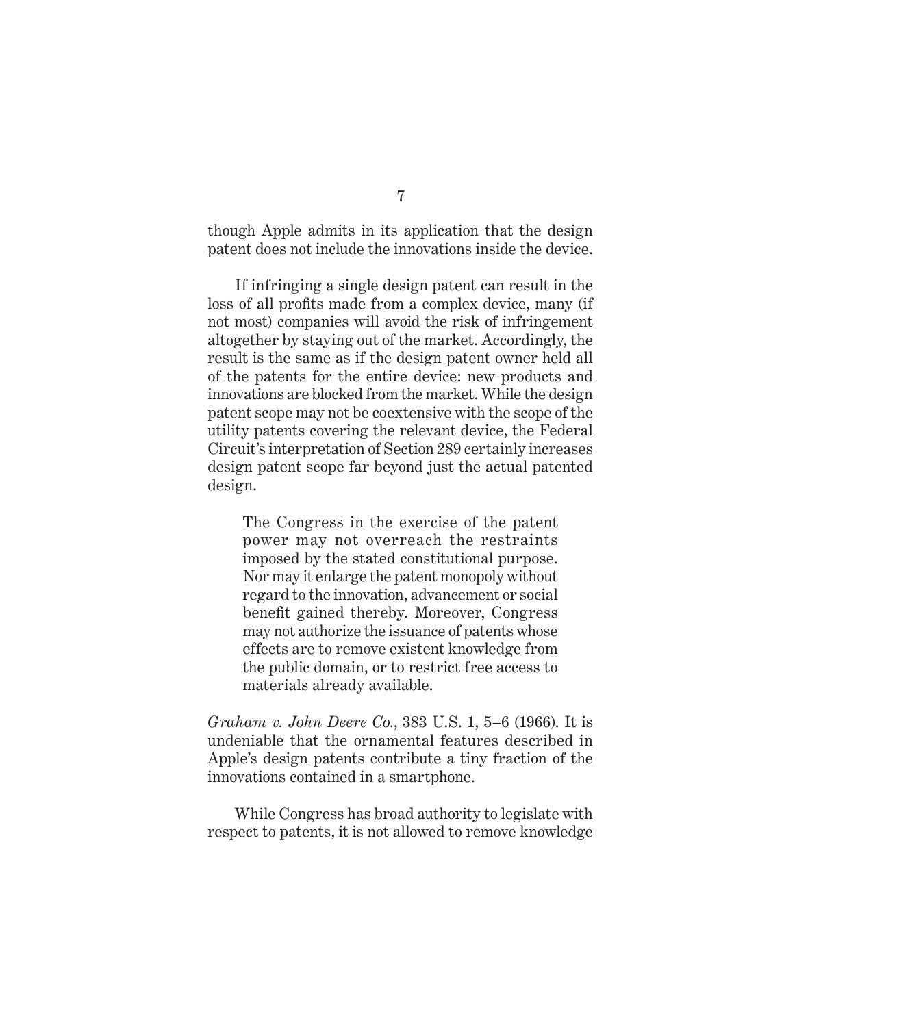though Apple admits in its application that the design patent does not include the innovations inside the device.

If infringing a single design patent can result in the loss of all profits made from a complex device, many (if not most) companies will avoid the risk of infringement altogether by staying out of the market. Accordingly, the result is the same as if the design patent owner held all of the patents for the entire device: new products and innovations are blocked from the market. While the design patent scope may not be coextensive with the scope of the utility patents covering the relevant device, the Federal Circuit's interpretation of Section 289 certainly increases design patent scope far beyond just the actual patented design.

> The Congress in the exercise of the patent power may not overreach the restraints imposed by the stated constitutional purpose. Nor may it enlarge the patent monopoly without regard to the innovation, advancement or social benefit gained thereby. Moreover, Congress may not authorize the issuance of patents whose effects are to remove existent knowledge from the public domain, or to restrict free access to materials already available.

*Graham v. John Deere Co.*, 383 U.S. 1, 5–6 (1966). It is undeniable that the ornamental features described in Apple's design patents contribute a tiny fraction of the innovations contained in a smartphone.

While Congress has broad authority to legislate with respect to patents, it is not allowed to remove knowledge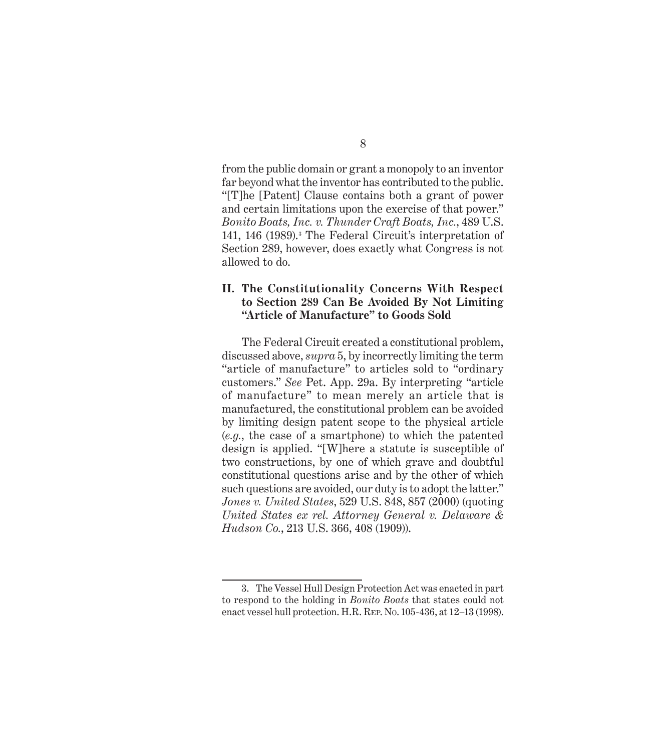from the public domain or grant a monopoly to an inventor far beyond what the inventor has contributed to the public. "[T]he [Patent] Clause contains both a grant of power and certain limitations upon the exercise of that power." *Bonito Boats, Inc. v. Thunder Craft Boats, Inc.*, 489 U.S. 141, 146 (1989).[3] The Federal Circuit's interpretation of Section 289, however, does exactly what Congress is not allowed to do.

## II. The Constitutionality Concerns With Respect to Section 289 Can Be Avoided By Not Limiting "Article of Manufacture" to Goods Sold

The Federal Circuit created a constitutional problem, discussed above, *supra* 5, by incorrectly limiting the term "article of manufacture" to articles sold to "ordinary customers." *See* Pet. App. 29a. By interpreting "article of manufacture" to mean merely an article that is manufactured, the constitutional problem can be avoided by limiting design patent scope to the physical article (*e.g.*, the case of a smartphone) to which the patented design is applied. "[W]here a statute is susceptible of two constructions, by one of which grave and doubtful constitutional questions arise and by the other of which such questions are avoided, our duty is to adopt the latter." *Jones v. United States*, 529 U.S. 848, 857 (2000) (quoting *United States ex rel. Attorney General v. Delaware & Hudson Co.*, 213 U.S. 366, 408 (1909)).

---

3. The Vessel Hull Design Protection Act was enacted in part to respond to the holding in *Bonito Boats* that states could not enact vessel hull protection. H.R. Rep. No. 105-436, at 12–13 (1998).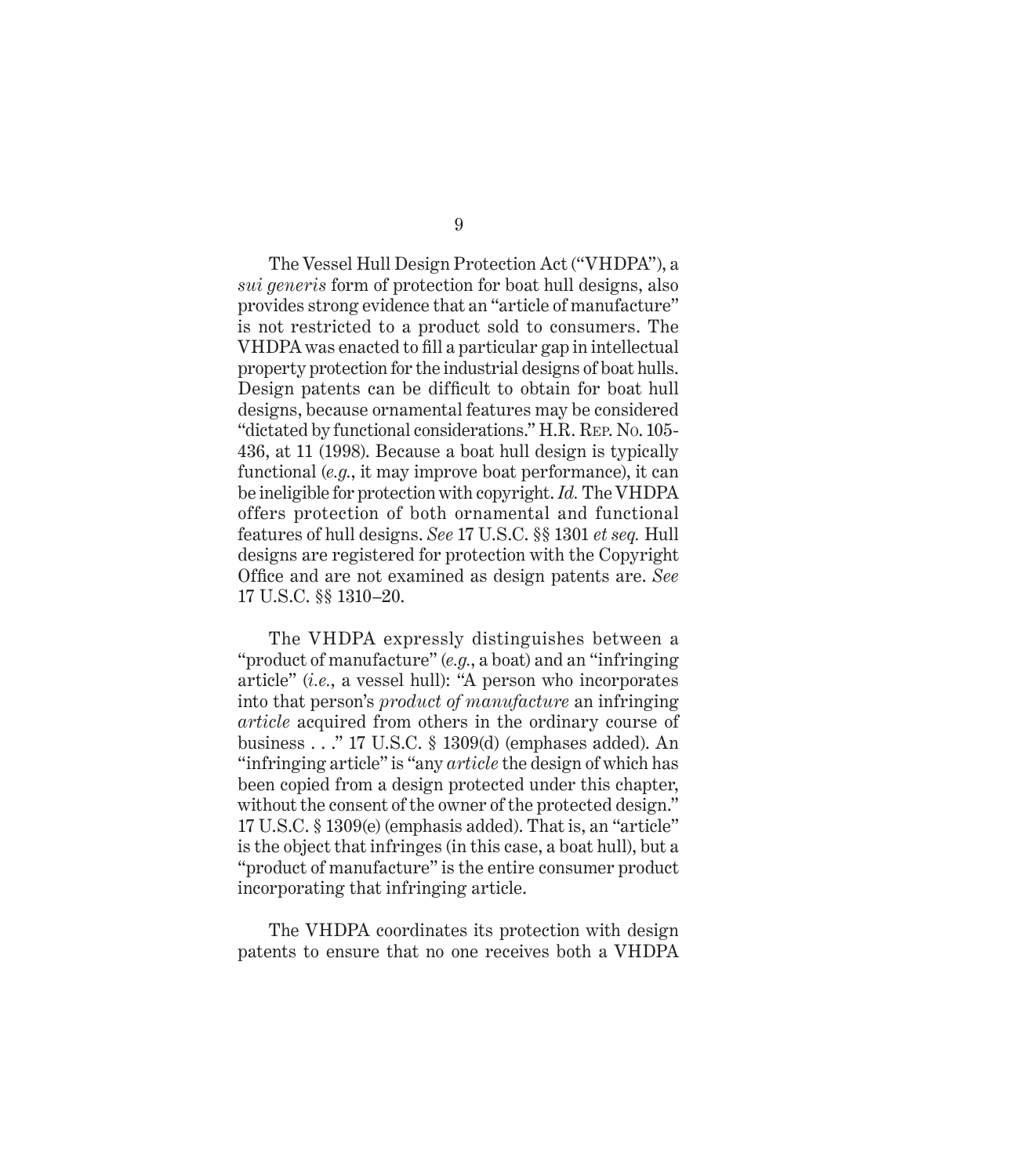The Vessel Hull Design Protection Act ("VHDPA"), a *sui generis* form of protection for boat hull designs, also provides strong evidence that an "article of manufacture" is not restricted to a product sold to consumers. The VHDPA was enacted to fill a particular gap in intellectual property protection for the industrial designs of boat hulls. Design patents can be difficult to obtain for boat hull designs, because ornamental features may be considered "dictated by functional considerations." H.R. Rep. No. 105-436, at 11 (1998). Because a boat hull design is typically functional (*e.g.*, it may improve boat performance), it can be ineligible for protection with copyright. *Id.* The VHDPA offers protection of both ornamental and functional features of hull designs. *See* 17 U.S.C. §§ 1301 *et seq.* Hull designs are registered for protection with the Copyright Office and are not examined as design patents are. *See* 17 U.S.C. §§ 1310–20.

The VHDPA expressly distinguishes between a "product of manufacture" (*e.g.*, a boat) and an "infringing article" (*i.e.*, a vessel hull): "A person who incorporates into that person's *product of manufacture* an infringing *article* acquired from others in the ordinary course of business . . ." 17 U.S.C. § 1309(d) (emphases added). An "infringing article" is "any *article* the design of which has been copied from a design protected under this chapter, without the consent of the owner of the protected design." 17 U.S.C. § 1309(e) (emphasis added). That is, an "article" is the object that infringes (in this case, a boat hull), but a "product of manufacture" is the entire consumer product incorporating that infringing article.

The VHDPA coordinates its protection with design patents to ensure that no one receives both a VHDPA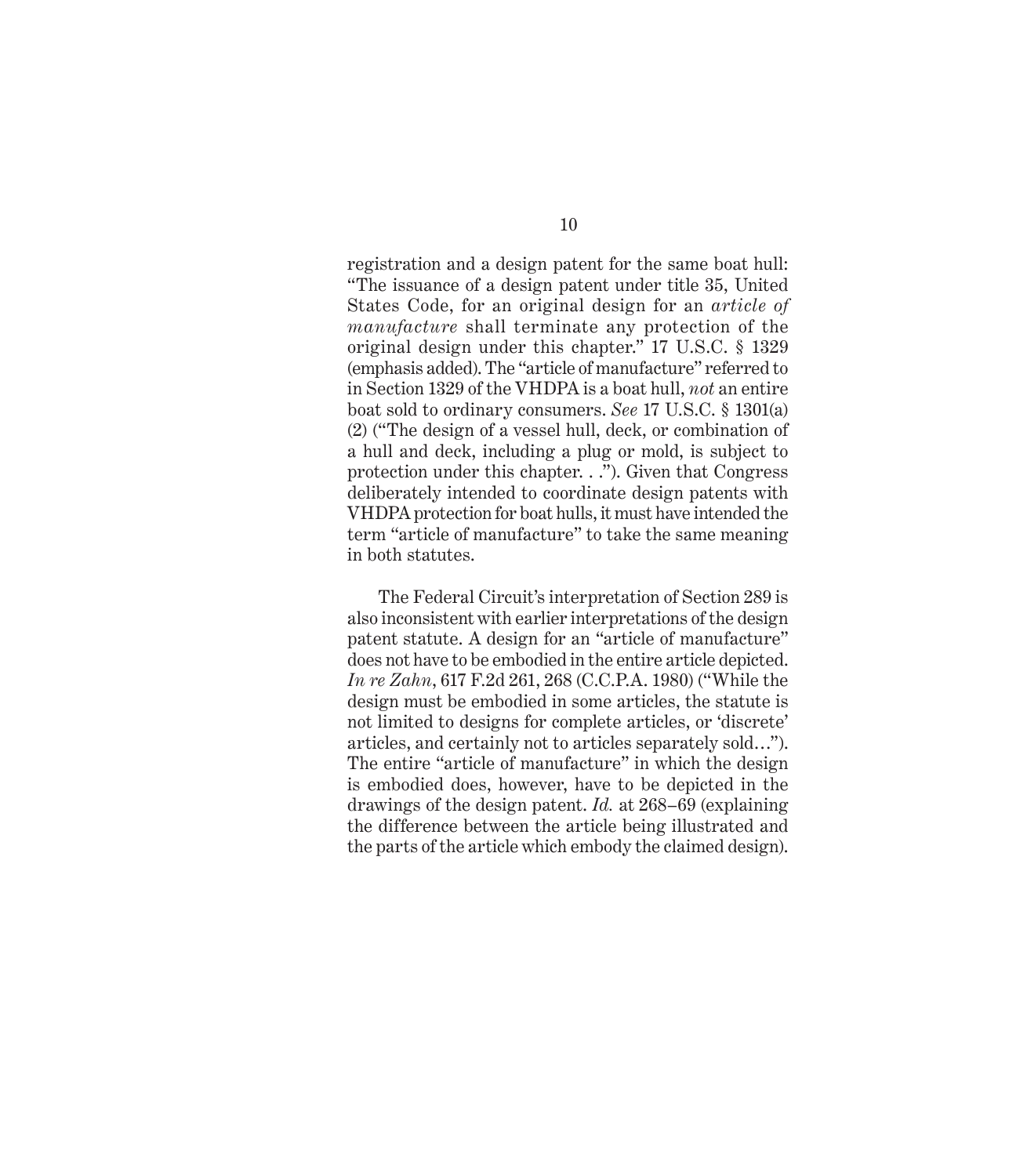registration and a design patent for the same boat hull: "The issuance of a design patent under title 35, United States Code, for an original design for an *article of manufacture* shall terminate any protection of the original design under this chapter." 17 U.S.C. § 1329 (emphasis added). The "article of manufacture" referred to in Section 1329 of the VHDPA is a boat hull, *not* an entire boat sold to ordinary consumers. *See* 17 U.S.C. § 1301(a)(2) ("The design of a vessel hull, deck, or combination of a hull and deck, including a plug or mold, is subject to protection under this chapter. . ."). Given that Congress deliberately intended to coordinate design patents with VHDPA protection for boat hulls, it must have intended the term "article of manufacture" to take the same meaning in both statutes.

The Federal Circuit's interpretation of Section 289 is also inconsistent with earlier interpretations of the design patent statute. A design for an "article of manufacture" does not have to be embodied in the entire article depicted. *In re Zahn*, 617 F.2d 261, 268 (C.C.P.A. 1980) ("While the design must be embodied in some articles, the statute is not limited to designs for complete articles, or 'discrete' articles, and certainly not to articles separately sold…"). The entire "article of manufacture" in which the design is embodied does, however, have to be depicted in the drawings of the design patent. *Id.* at 268–69 (explaining the difference between the article being illustrated and the parts of the article which embody the claimed design).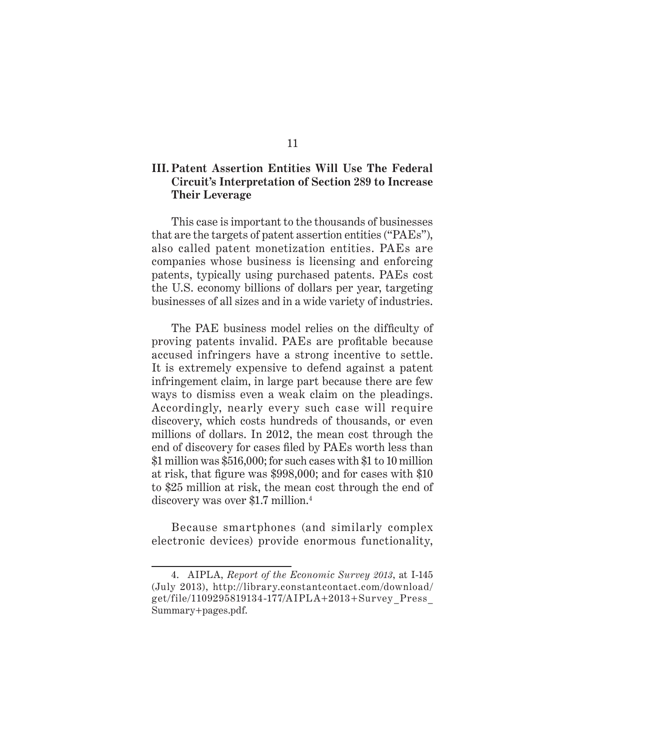## III. Patent Assertion Entities Will Use The Federal Circuit's Interpretation of Section 289 to Increase Their Leverage

This case is important to the thousands of businesses that are the targets of patent assertion entities ("PAEs"), also called patent monetization entities. PAEs are companies whose business is licensing and enforcing patents, typically using purchased patents. PAEs cost the U.S. economy billions of dollars per year, targeting businesses of all sizes and in a wide variety of industries.

The PAE business model relies on the difficulty of proving patents invalid. PAEs are profitable because accused infringers have a strong incentive to settle. It is extremely expensive to defend against a patent infringement claim, in large part because there are few ways to dismiss even a weak claim on the pleadings. Accordingly, nearly every such case will require discovery, which costs hundreds of thousands, or even millions of dollars. In 2012, the mean cost through the end of discovery for cases filed by PAEs worth less than $1 million was $516,000; for such cases with $1 to 10 million at risk, that figure was $998,000; and for cases with $10 to $25 million at risk, the mean cost through the end of discovery was over $1.7 million.[4]

Because smartphones (and similarly complex electronic devices) provide enormous functionality,

---

4. AIPLA, *Report of the Economic Survey 2013*, at I-145 (July 2013), http://library.constantcontact.com/download/get/file/1109295819134-177/AIPLA+2013+Survey_Press_Summary+pages.pdf.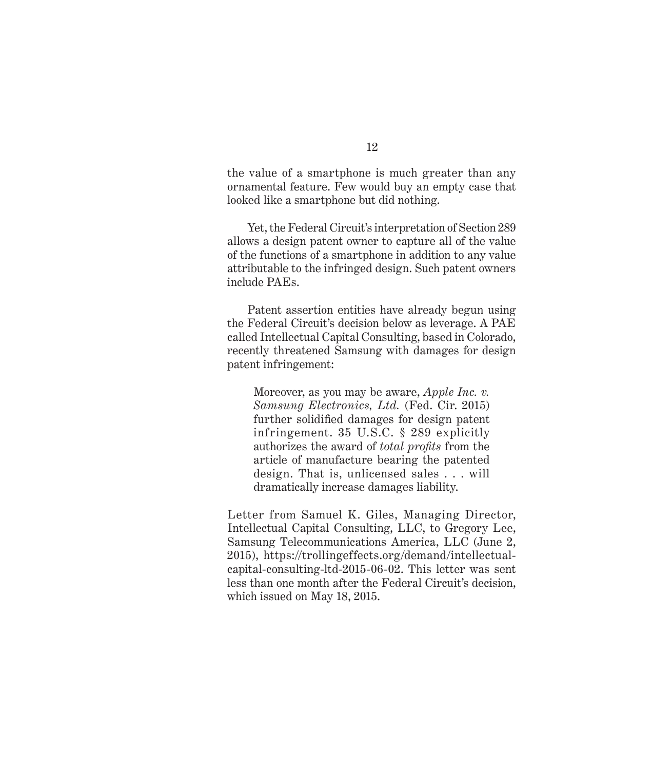the value of a smartphone is much greater than any ornamental feature. Few would buy an empty case that looked like a smartphone but did nothing.

Yet, the Federal Circuit's interpretation of Section 289 allows a design patent owner to capture all of the value of the functions of a smartphone in addition to any value attributable to the infringed design. Such patent owners include PAEs.

Patent assertion entities have already begun using the Federal Circuit's decision below as leverage. A PAE called Intellectual Capital Consulting, based in Colorado, recently threatened Samsung with damages for design patent infringement:

> Moreover, as you may be aware, *Apple Inc. v. Samsung Electronics, Ltd.* (Fed. Cir. 2015) further solidified damages for design patent infringement. 35 U.S.C. § 289 explicitly authorizes the award of *total profits* from the article of manufacture bearing the patented design. That is, unlicensed sales . . . will dramatically increase damages liability.

Letter from Samuel K. Giles, Managing Director, Intellectual Capital Consulting, LLC, to Gregory Lee, Samsung Telecommunications America, LLC (June 2, 2015), https://trollingeffects.org/demand/intellectual-capital-consulting-ltd-2015-06-02. This letter was sent less than one month after the Federal Circuit's decision, which issued on May 18, 2015.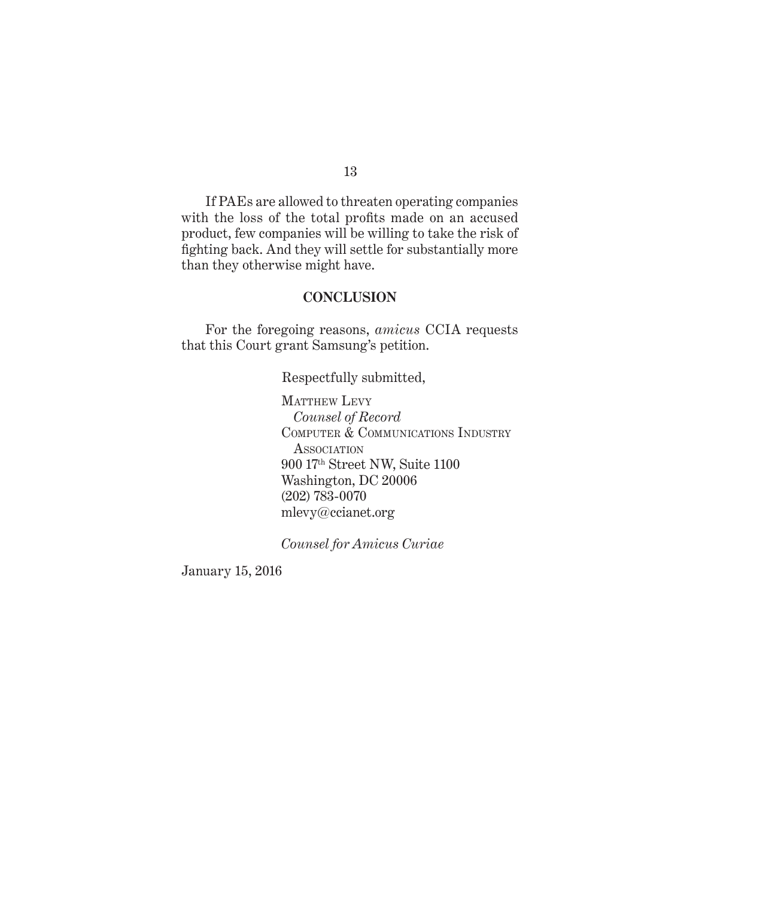If PAEs are allowed to threaten operating companies with the loss of the total profits made on an accused product, few companies will be willing to take the risk of fighting back. And they will settle for substantially more than they otherwise might have.

## CONCLUSION

For the foregoing reasons, *amicus* CCIA requests that this Court grant Samsung's petition.

Respectfully submitted,

Matthew Levy
*Counsel of Record*
Computer & Communications Industry Association
900 17th Street NW, Suite 1100
Washington, DC 20006
(202) 783-0070
mlevy@ccianet.org

*Counsel for Amicus Curiae*

January 15, 2016